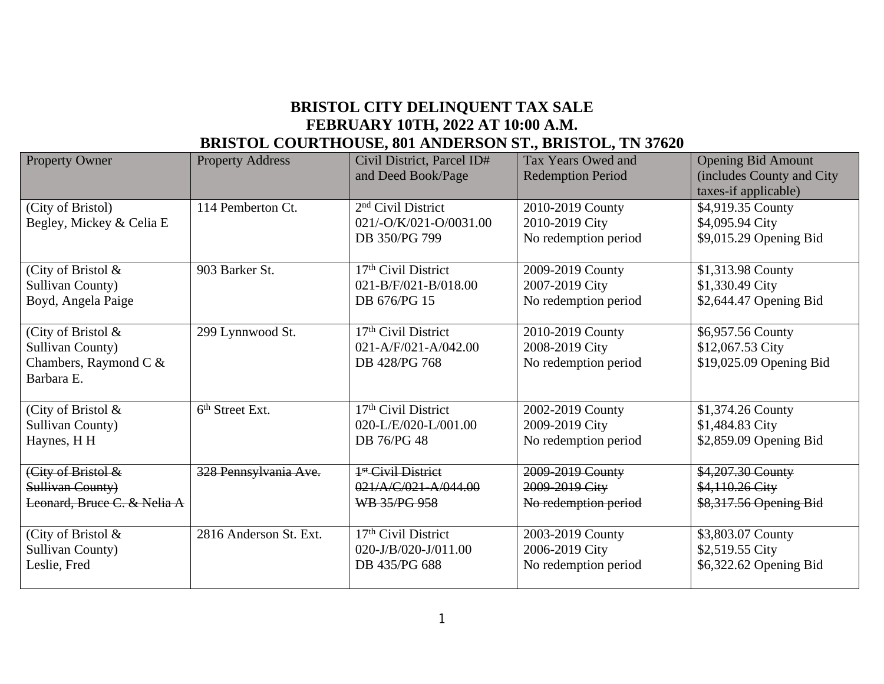# BRISTOL CITY DELINQUENT TAX SALE
# FEBRUARY 10TH, 2022 AT 10:00 A.M.
# BRISTOL COURTHOUSE, 801 ANDERSON ST., BRISTOL, TN 37620

| Property Owner | Property Address | Civil District, Parcel ID# and Deed Book/Page | Tax Years Owed and Redemption Period | Opening Bid Amount (includes County and City taxes-if applicable) |
|---|---|---|---|---|
| (City of Bristol)<br>Begley, Mickey & Celia E | 114 Pemberton Ct. | 2nd Civil District<br>021/-O/K/021-O/0031.00<br>DB 350/PG 799 | 2010-2019 County<br>2010-2019 City<br>No redemption period | $4,919.35 County<br>$4,095.94 City<br>$9,015.29 Opening Bid |
| (City of Bristol & Sullivan County)<br>Boyd, Angela Paige | 903 Barker St. | 17th Civil District<br>021-B/F/021-B/018.00<br>DB 676/PG 15 | 2009-2019 County<br>2007-2019 City<br>No redemption period | $1,313.98 County<br>$1,330.49 City<br>$2,644.47 Opening Bid |
| (City of Bristol & Sullivan County)<br>Chambers, Raymond C & Barbara E. | 299 Lynnwood St. | 17th Civil District<br>021-A/F/021-A/042.00<br>DB 428/PG 768 | 2010-2019 County<br>2008-2019 City<br>No redemption period | $6,957.56 County<br>$12,067.53 City<br>$19,025.09 Opening Bid |
| (City of Bristol & Sullivan County)<br>Haynes, H H | 6th Street Ext. | 17th Civil District<br>020-L/E/020-L/001.00<br>DB 76/PG 48 | 2002-2019 County<br>2009-2019 City<br>No redemption period | $1,374.26 County<br>$1,484.83 City<br>$2,859.09 Opening Bid |
| ~~(City of Bristol & Sullivan County)<br>Leonard, Bruce C. & Nelia A~~ | ~~328 Pennsylvania Ave.~~ | ~~1st Civil District<br>021/A/C/021-A/044.00<br>WB 35/PG 958~~ | ~~2009-2019 County<br>2009-2019 City<br>No redemption period~~ | ~~$4,207.30 County<br>$4,110.26 City<br>$8,317.56 Opening Bid~~ |
| (City of Bristol & Sullivan County)<br>Leslie, Fred | 2816 Anderson St. Ext. | 17th Civil District<br>020-J/B/020-J/011.00<br>DB 435/PG 688 | 2003-2019 County<br>2006-2019 City<br>No redemption period | $3,803.07 County<br>$2,519.55 City<br>$6,322.62 Opening Bid |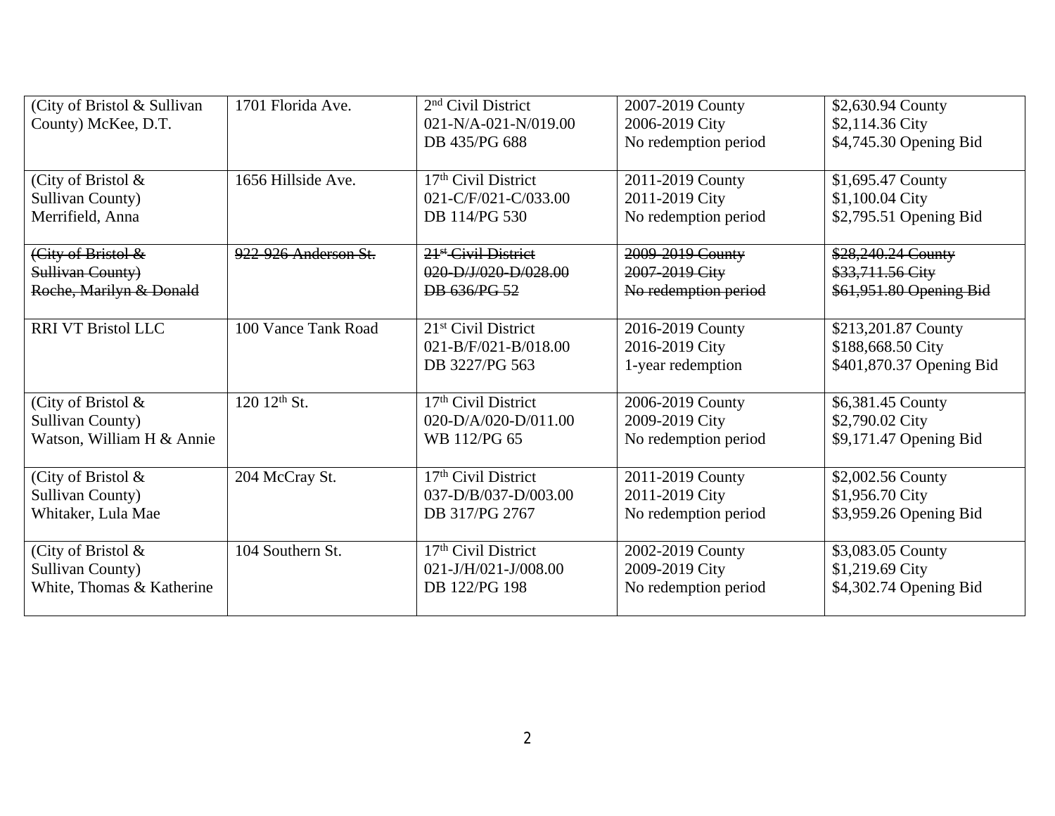| | | | | |
|---|---|---|---|---|
| (City of Bristol & Sullivan County) McKee, D.T. | 1701 Florida Ave. | 2nd Civil District<br>021-N/A-021-N/019.00<br>DB 435/PG 688 | 2007-2019 County<br>2006-2019 City<br>No redemption period | \$2,630.94 County<br>\$2,114.36 City<br>\$4,745.30 Opening Bid |
| (City of Bristol & Sullivan County)<br>Merrifield, Anna | 1656 Hillside Ave. | 17th Civil District<br>021-C/F/021-C/033.00<br>DB 114/PG 530 | 2011-2019 County<br>2011-2019 City<br>No redemption period | \$1,695.47 County<br>\$1,100.04 City<br>\$2,795.51 Opening Bid |
| ~~(City of Bristol & Sullivan County)~~<br>~~Roche, Marilyn & Donald~~ | ~~922-926 Anderson St.~~ | ~~21st Civil District~~<br>~~020-D/J/020-D/028.00~~<br>~~DB 636/PG 52~~ | ~~2009-2019 County~~<br>~~2007-2019 City~~<br>~~No redemption period~~ | ~~\$28,240.24 County~~<br>~~\$33,711.56 City~~<br>~~\$61,951.80 Opening Bid~~ |
| RRI VT Bristol LLC | 100 Vance Tank Road | 21st Civil District<br>021-B/F/021-B/018.00<br>DB 3227/PG 563 | 2016-2019 County<br>2016-2019 City<br>1-year redemption | \$213,201.87 County<br>\$188,668.50 City<br>\$401,870.37 Opening Bid |
| (City of Bristol & Sullivan County)<br>Watson, William H & Annie | 120 12th St. | 17th Civil District<br>020-D/A/020-D/011.00<br>WB 112/PG 65 | 2006-2019 County<br>2009-2019 City<br>No redemption period | \$6,381.45 County<br>\$2,790.02 City<br>\$9,171.47 Opening Bid |
| (City of Bristol & Sullivan County)<br>Whitaker, Lula Mae | 204 McCray St. | 17th Civil District<br>037-D/B/037-D/003.00<br>DB 317/PG 2767 | 2011-2019 County<br>2011-2019 City<br>No redemption period | \$2,002.56 County<br>\$1,956.70 City<br>\$3,959.26 Opening Bid |
| (City of Bristol & Sullivan County)<br>White, Thomas & Katherine | 104 Southern St. | 17th Civil District<br>021-J/H/021-J/008.00<br>DB 122/PG 198 | 2002-2019 County<br>2009-2019 City<br>No redemption period | \$3,083.05 County<br>\$1,219.69 City<br>\$4,302.74 Opening Bid |